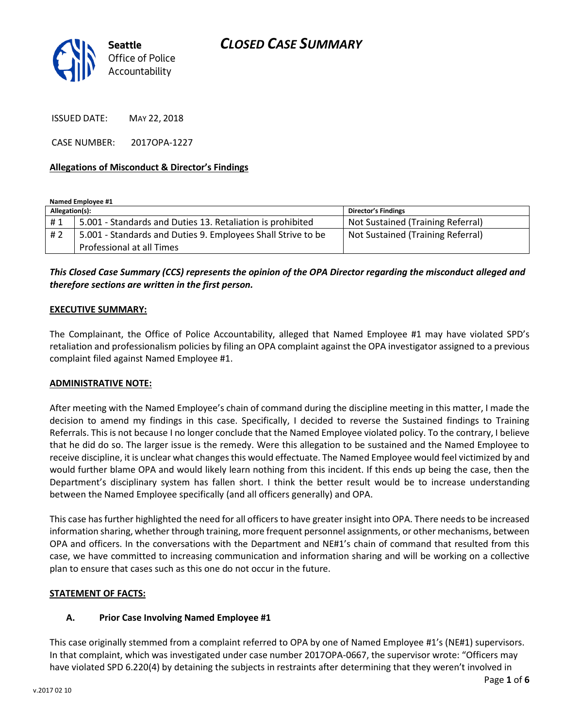Seattle Office of Police Accountability

# CLOSED CASE SUMMARY

ISSUED DATE: MAY 22, 2018

CASE NUMBER: 2017OPA-1227

**Allegations of Misconduct & Director's Findings**

**Named Employee #1**

| Allegation(s): | | Director's Findings |
|---|---|---|
| # 1 | 5.001 - Standards and Duties 13. Retaliation is prohibited | Not Sustained (Training Referral) |
| # 2 | 5.001 - Standards and Duties 9. Employees Shall Strive to be Professional at all Times | Not Sustained (Training Referral) |

***This Closed Case Summary (CCS) represents the opinion of the OPA Director regarding the misconduct alleged and therefore sections are written in the first person.***

**EXECUTIVE SUMMARY:**

The Complainant, the Office of Police Accountability, alleged that Named Employee #1 may have violated SPD's retaliation and professionalism policies by filing an OPA complaint against the OPA investigator assigned to a previous complaint filed against Named Employee #1.

**ADMINISTRATIVE NOTE:**

After meeting with the Named Employee's chain of command during the discipline meeting in this matter, I made the decision to amend my findings in this case. Specifically, I decided to reverse the Sustained findings to Training Referrals. This is not because I no longer conclude that the Named Employee violated policy. To the contrary, I believe that he did do so. The larger issue is the remedy. Were this allegation to be sustained and the Named Employee to receive discipline, it is unclear what changes this would effectuate. The Named Employee would feel victimized by and would further blame OPA and would likely learn nothing from this incident. If this ends up being the case, then the Department's disciplinary system has fallen short. I think the better result would be to increase understanding between the Named Employee specifically (and all officers generally) and OPA.

This case has further highlighted the need for all officers to have greater insight into OPA. There needs to be increased information sharing, whether through training, more frequent personnel assignments, or other mechanisms, between OPA and officers. In the conversations with the Department and NE#1's chain of command that resulted from this case, we have committed to increasing communication and information sharing and will be working on a collective plan to ensure that cases such as this one do not occur in the future.

**STATEMENT OF FACTS:**

**A. Prior Case Involving Named Employee #1**

This case originally stemmed from a complaint referred to OPA by one of Named Employee #1's (NE#1) supervisors. In that complaint, which was investigated under case number 2017OPA-0667, the supervisor wrote: "Officers may have violated SPD 6.220(4) by detaining the subjects in restraints after determining that they weren't involved in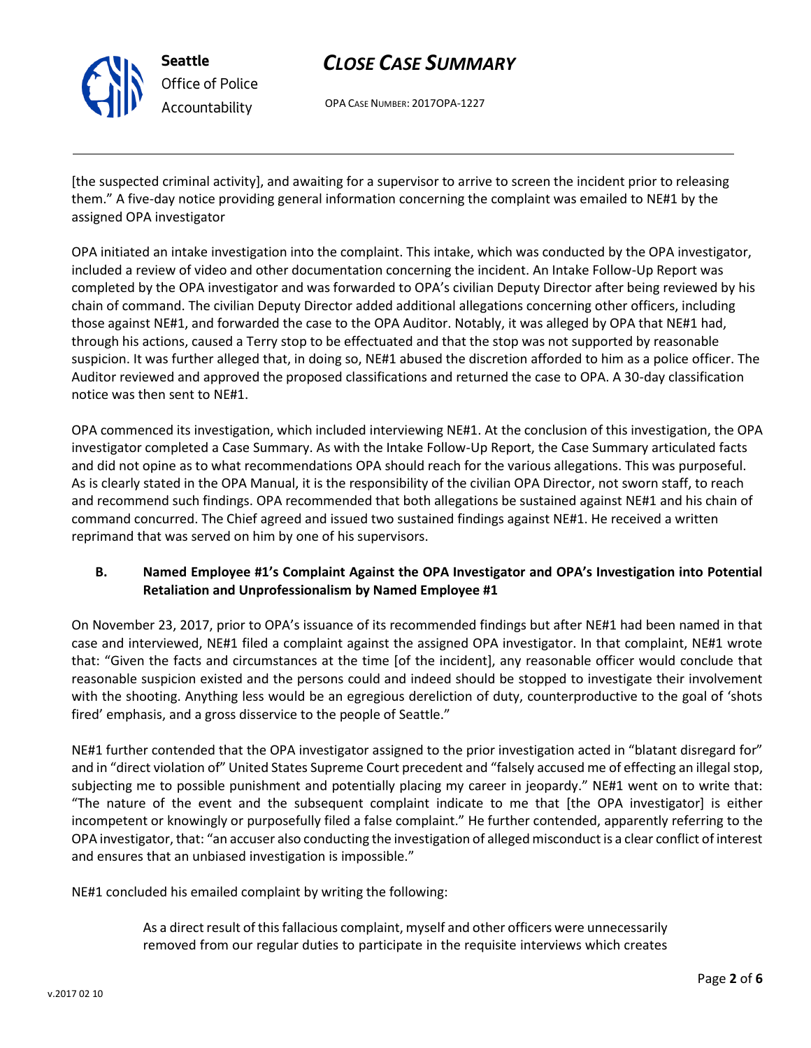[the suspected criminal activity], and awaiting for a supervisor to arrive to screen the incident prior to releasing them." A five-day notice providing general information concerning the complaint was emailed to NE#1 by the assigned OPA investigator

OPA initiated an intake investigation into the complaint. This intake, which was conducted by the OPA investigator, included a review of video and other documentation concerning the incident. An Intake Follow-Up Report was completed by the OPA investigator and was forwarded to OPA's civilian Deputy Director after being reviewed by his chain of command. The civilian Deputy Director added additional allegations concerning other officers, including those against NE#1, and forwarded the case to the OPA Auditor. Notably, it was alleged by OPA that NE#1 had, through his actions, caused a Terry stop to be effectuated and that the stop was not supported by reasonable suspicion. It was further alleged that, in doing so, NE#1 abused the discretion afforded to him as a police officer. The Auditor reviewed and approved the proposed classifications and returned the case to OPA. A 30-day classification notice was then sent to NE#1.

OPA commenced its investigation, which included interviewing NE#1. At the conclusion of this investigation, the OPA investigator completed a Case Summary. As with the Intake Follow-Up Report, the Case Summary articulated facts and did not opine as to what recommendations OPA should reach for the various allegations. This was purposeful. As is clearly stated in the OPA Manual, it is the responsibility of the civilian OPA Director, not sworn staff, to reach and recommend such findings. OPA recommended that both allegations be sustained against NE#1 and his chain of command concurred. The Chief agreed and issued two sustained findings against NE#1. He received a written reprimand that was served on him by one of his supervisors.

### B. Named Employee #1's Complaint Against the OPA Investigator and OPA's Investigation into Potential Retaliation and Unprofessionalism by Named Employee #1

On November 23, 2017, prior to OPA's issuance of its recommended findings but after NE#1 had been named in that case and interviewed, NE#1 filed a complaint against the assigned OPA investigator. In that complaint, NE#1 wrote that: "Given the facts and circumstances at the time [of the incident], any reasonable officer would conclude that reasonable suspicion existed and the persons could and indeed should be stopped to investigate their involvement with the shooting. Anything less would be an egregious dereliction of duty, counterproductive to the goal of 'shots fired' emphasis, and a gross disservice to the people of Seattle."

NE#1 further contended that the OPA investigator assigned to the prior investigation acted in "blatant disregard for" and in "direct violation of" United States Supreme Court precedent and "falsely accused me of effecting an illegal stop, subjecting me to possible punishment and potentially placing my career in jeopardy." NE#1 went on to write that: "The nature of the event and the subsequent complaint indicate to me that [the OPA investigator] is either incompetent or knowingly or purposefully filed a false complaint." He further contended, apparently referring to the OPA investigator, that: "an accuser also conducting the investigation of alleged misconduct is a clear conflict of interest and ensures that an unbiased investigation is impossible."

NE#1 concluded his emailed complaint by writing the following:

> As a direct result of this fallacious complaint, myself and other officers were unnecessarily removed from our regular duties to participate in the requisite interviews which creates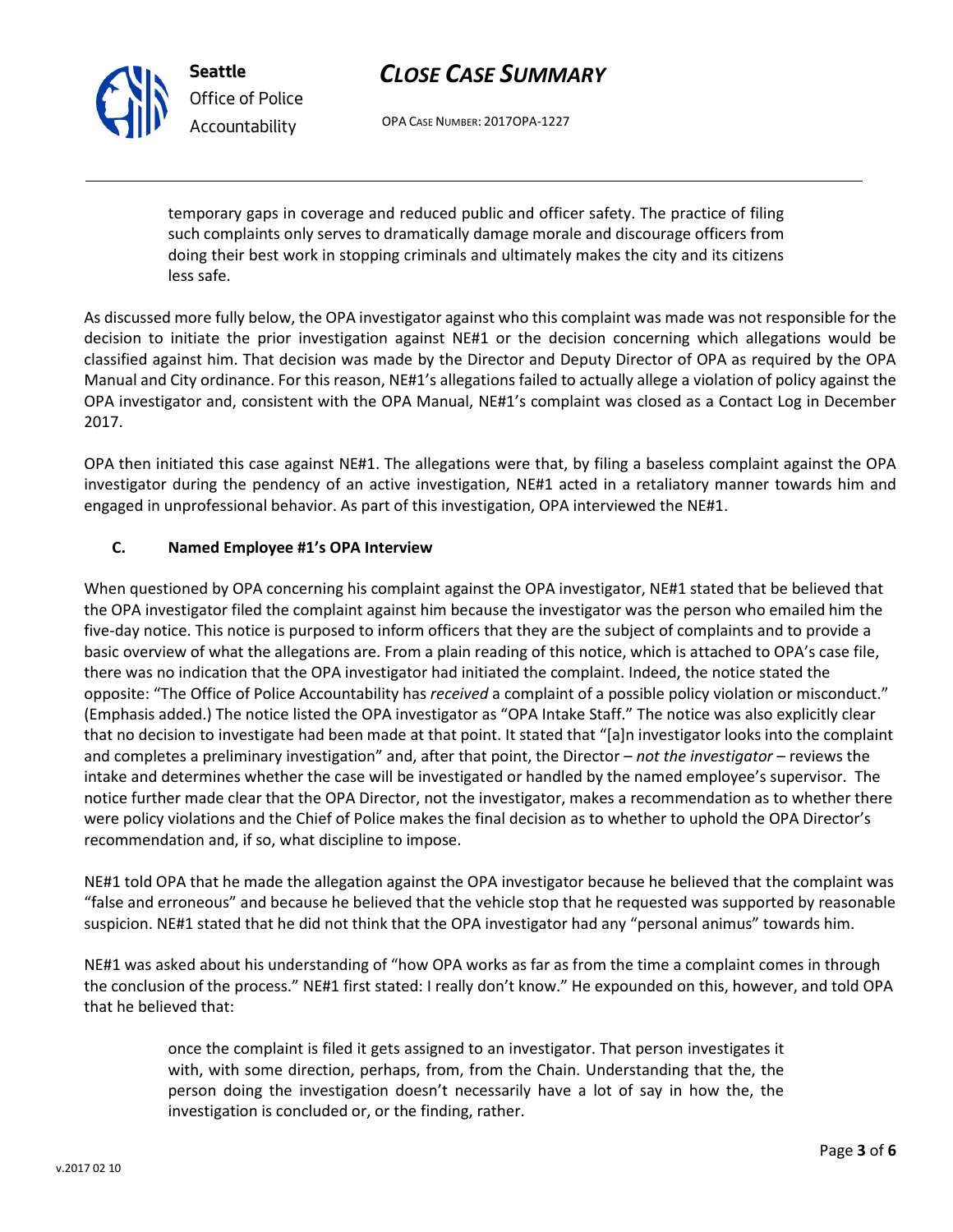> temporary gaps in coverage and reduced public and officer safety. The practice of filing such complaints only serves to dramatically damage morale and discourage officers from doing their best work in stopping criminals and ultimately makes the city and its citizens less safe.

As discussed more fully below, the OPA investigator against who this complaint was made was not responsible for the decision to initiate the prior investigation against NE#1 or the decision concerning which allegations would be classified against him. That decision was made by the Director and Deputy Director of OPA as required by the OPA Manual and City ordinance. For this reason, NE#1's allegations failed to actually allege a violation of policy against the OPA investigator and, consistent with the OPA Manual, NE#1's complaint was closed as a Contact Log in December 2017.

OPA then initiated this case against NE#1. The allegations were that, by filing a baseless complaint against the OPA investigator during the pendency of an active investigation, NE#1 acted in a retaliatory manner towards him and engaged in unprofessional behavior. As part of this investigation, OPA interviewed the NE#1.

### C. Named Employee #1's OPA Interview

When questioned by OPA concerning his complaint against the OPA investigator, NE#1 stated that be believed that the OPA investigator filed the complaint against him because the investigator was the person who emailed him the five-day notice. This notice is purposed to inform officers that they are the subject of complaints and to provide a basic overview of what the allegations are. From a plain reading of this notice, which is attached to OPA's case file, there was no indication that the OPA investigator had initiated the complaint. Indeed, the notice stated the opposite: "The Office of Police Accountability has *received* a complaint of a possible policy violation or misconduct." (Emphasis added.) The notice listed the OPA investigator as "OPA Intake Staff." The notice was also explicitly clear that no decision to investigate had been made at that point. It stated that "[a]n investigator looks into the complaint and completes a preliminary investigation" and, after that point, the Director – *not the investigator* – reviews the intake and determines whether the case will be investigated or handled by the named employee's supervisor. The notice further made clear that the OPA Director, not the investigator, makes a recommendation as to whether there were policy violations and the Chief of Police makes the final decision as to whether to uphold the OPA Director's recommendation and, if so, what discipline to impose.

NE#1 told OPA that he made the allegation against the OPA investigator because he believed that the complaint was "false and erroneous" and because he believed that the vehicle stop that he requested was supported by reasonable suspicion. NE#1 stated that he did not think that the OPA investigator had any "personal animus" towards him.

NE#1 was asked about his understanding of "how OPA works as far as from the time a complaint comes in through the conclusion of the process." NE#1 first stated: I really don't know." He expounded on this, however, and told OPA that he believed that:

> once the complaint is filed it gets assigned to an investigator. That person investigates it with, with some direction, perhaps, from, from the Chain. Understanding that the, the person doing the investigation doesn't necessarily have a lot of say in how the, the investigation is concluded or, or the finding, rather.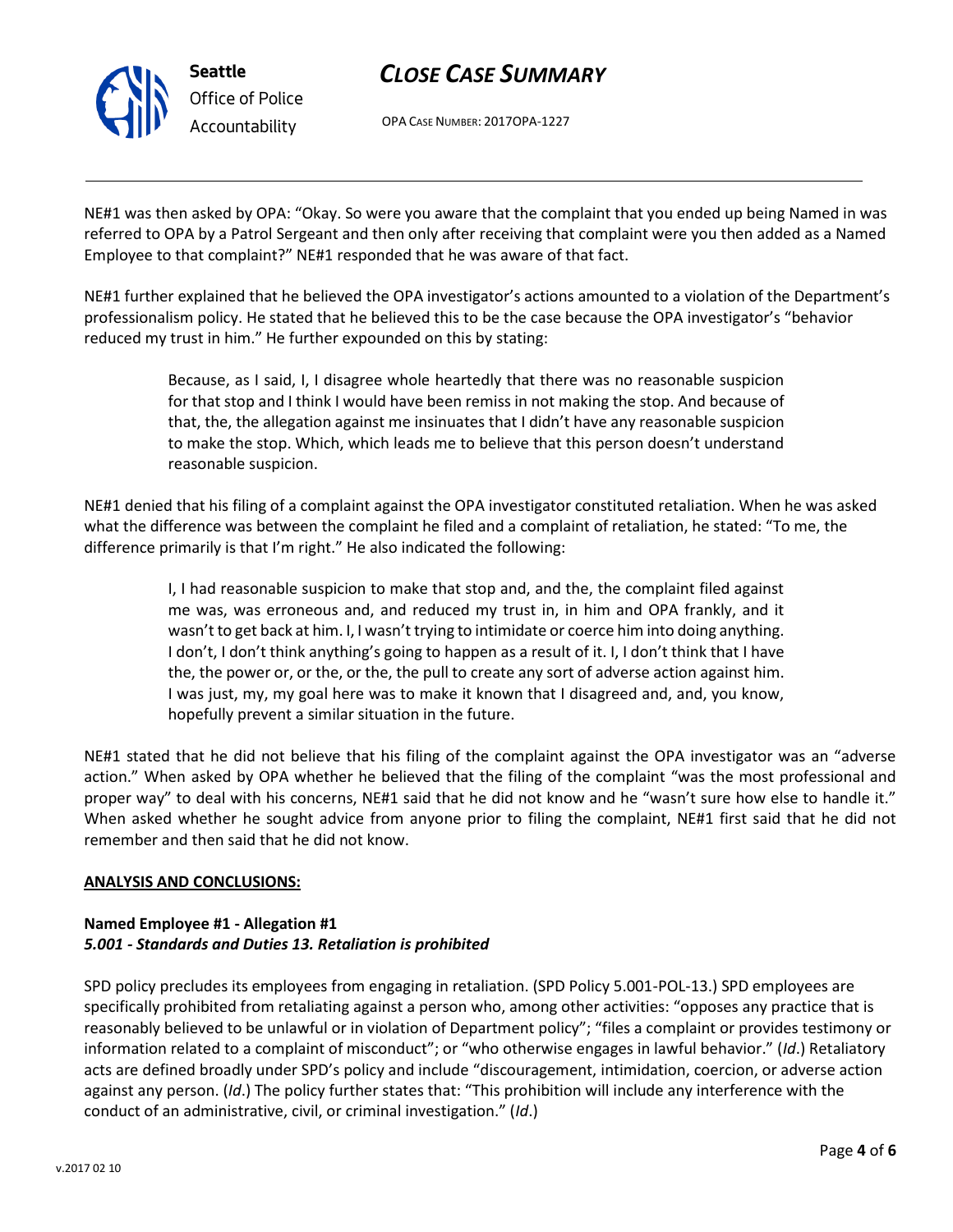NE#1 was then asked by OPA: "Okay. So were you aware that the complaint that you ended up being Named in was referred to OPA by a Patrol Sergeant and then only after receiving that complaint were you then added as a Named Employee to that complaint?" NE#1 responded that he was aware of that fact.

NE#1 further explained that he believed the OPA investigator's actions amounted to a violation of the Department's professionalism policy. He stated that he believed this to be the case because the OPA investigator's "behavior reduced my trust in him." He further expounded on this by stating:

> Because, as I said, I, I disagree whole heartedly that there was no reasonable suspicion for that stop and I think I would have been remiss in not making the stop. And because of that, the, the allegation against me insinuates that I didn't have any reasonable suspicion to make the stop. Which, which leads me to believe that this person doesn't understand reasonable suspicion.

NE#1 denied that his filing of a complaint against the OPA investigator constituted retaliation. When he was asked what the difference was between the complaint he filed and a complaint of retaliation, he stated: "To me, the difference primarily is that I'm right." He also indicated the following:

> I, I had reasonable suspicion to make that stop and, and the, the complaint filed against me was, was erroneous and, and reduced my trust in, in him and OPA frankly, and it wasn't to get back at him. I, I wasn't trying to intimidate or coerce him into doing anything. I don't, I don't think anything's going to happen as a result of it. I, I don't think that I have the, the power or, or the, or the, the pull to create any sort of adverse action against him. I was just, my, my goal here was to make it known that I disagreed and, and, you know, hopefully prevent a similar situation in the future.

NE#1 stated that he did not believe that his filing of the complaint against the OPA investigator was an "adverse action." When asked by OPA whether he believed that the filing of the complaint "was the most professional and proper way" to deal with his concerns, NE#1 said that he did not know and he "wasn't sure how else to handle it." When asked whether he sought advice from anyone prior to filing the complaint, NE#1 first said that he did not remember and then said that he did not know.

**ANALYSIS AND CONCLUSIONS:**

**Named Employee #1 - Allegation #1**
***5.001 - Standards and Duties 13. Retaliation is prohibited***

SPD policy precludes its employees from engaging in retaliation. (SPD Policy 5.001-POL-13.) SPD employees are specifically prohibited from retaliating against a person who, among other activities: "opposes any practice that is reasonably believed to be unlawful or in violation of Department policy"; "files a complaint or provides testimony or information related to a complaint of misconduct"; or "who otherwise engages in lawful behavior." (*Id*.) Retaliatory acts are defined broadly under SPD's policy and include "discouragement, intimidation, coercion, or adverse action against any person. (*Id*.) The policy further states that: "This prohibition will include any interference with the conduct of an administrative, civil, or criminal investigation." (*Id*.)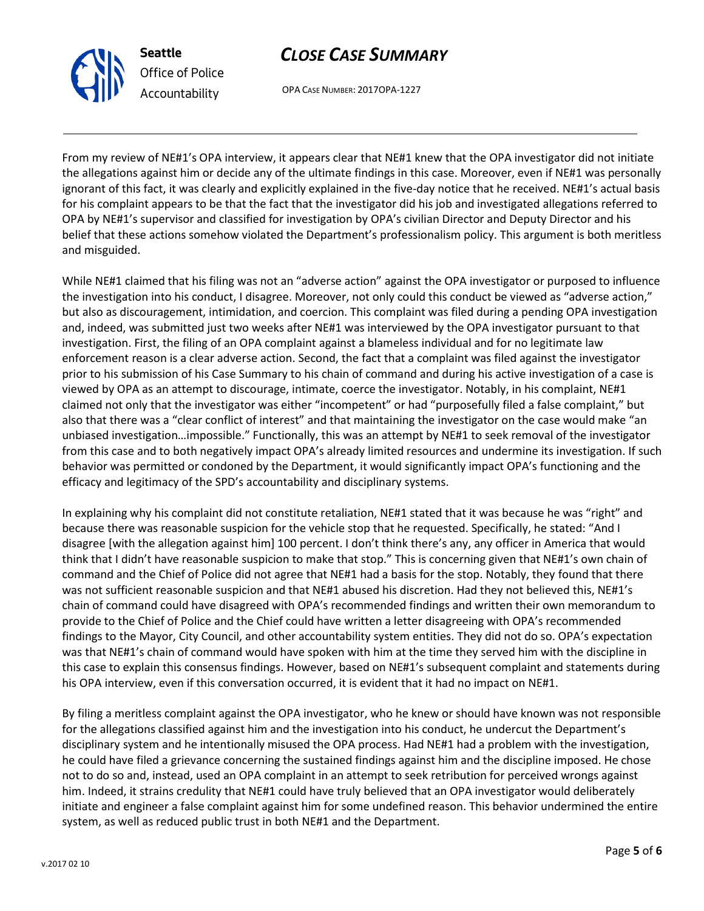From my review of NE#1's OPA interview, it appears clear that NE#1 knew that the OPA investigator did not initiate the allegations against him or decide any of the ultimate findings in this case. Moreover, even if NE#1 was personally ignorant of this fact, it was clearly and explicitly explained in the five-day notice that he received. NE#1's actual basis for his complaint appears to be that the fact that the investigator did his job and investigated allegations referred to OPA by NE#1's supervisor and classified for investigation by OPA's civilian Director and Deputy Director and his belief that these actions somehow violated the Department's professionalism policy. This argument is both meritless and misguided.

While NE#1 claimed that his filing was not an "adverse action" against the OPA investigator or purposed to influence the investigation into his conduct, I disagree. Moreover, not only could this conduct be viewed as "adverse action," but also as discouragement, intimidation, and coercion. This complaint was filed during a pending OPA investigation and, indeed, was submitted just two weeks after NE#1 was interviewed by the OPA investigator pursuant to that investigation. First, the filing of an OPA complaint against a blameless individual and for no legitimate law enforcement reason is a clear adverse action. Second, the fact that a complaint was filed against the investigator prior to his submission of his Case Summary to his chain of command and during his active investigation of a case is viewed by OPA as an attempt to discourage, intimate, coerce the investigator. Notably, in his complaint, NE#1 claimed not only that the investigator was either "incompetent" or had "purposefully filed a false complaint," but also that there was a "clear conflict of interest" and that maintaining the investigator on the case would make "an unbiased investigation…impossible." Functionally, this was an attempt by NE#1 to seek removal of the investigator from this case and to both negatively impact OPA's already limited resources and undermine its investigation. If such behavior was permitted or condoned by the Department, it would significantly impact OPA's functioning and the efficacy and legitimacy of the SPD's accountability and disciplinary systems.

In explaining why his complaint did not constitute retaliation, NE#1 stated that it was because he was "right" and because there was reasonable suspicion for the vehicle stop that he requested. Specifically, he stated: "And I disagree [with the allegation against him] 100 percent. I don't think there's any, any officer in America that would think that I didn't have reasonable suspicion to make that stop." This is concerning given that NE#1's own chain of command and the Chief of Police did not agree that NE#1 had a basis for the stop. Notably, they found that there was not sufficient reasonable suspicion and that NE#1 abused his discretion. Had they not believed this, NE#1's chain of command could have disagreed with OPA's recommended findings and written their own memorandum to provide to the Chief of Police and the Chief could have written a letter disagreeing with OPA's recommended findings to the Mayor, City Council, and other accountability system entities. They did not do so. OPA's expectation was that NE#1's chain of command would have spoken with him at the time they served him with the discipline in this case to explain this consensus findings. However, based on NE#1's subsequent complaint and statements during his OPA interview, even if this conversation occurred, it is evident that it had no impact on NE#1.

By filing a meritless complaint against the OPA investigator, who he knew or should have known was not responsible for the allegations classified against him and the investigation into his conduct, he undercut the Department's disciplinary system and he intentionally misused the OPA process. Had NE#1 had a problem with the investigation, he could have filed a grievance concerning the sustained findings against him and the discipline imposed. He chose not to do so and, instead, used an OPA complaint in an attempt to seek retribution for perceived wrongs against him. Indeed, it strains credulity that NE#1 could have truly believed that an OPA investigator would deliberately initiate and engineer a false complaint against him for some undefined reason. This behavior undermined the entire system, as well as reduced public trust in both NE#1 and the Department.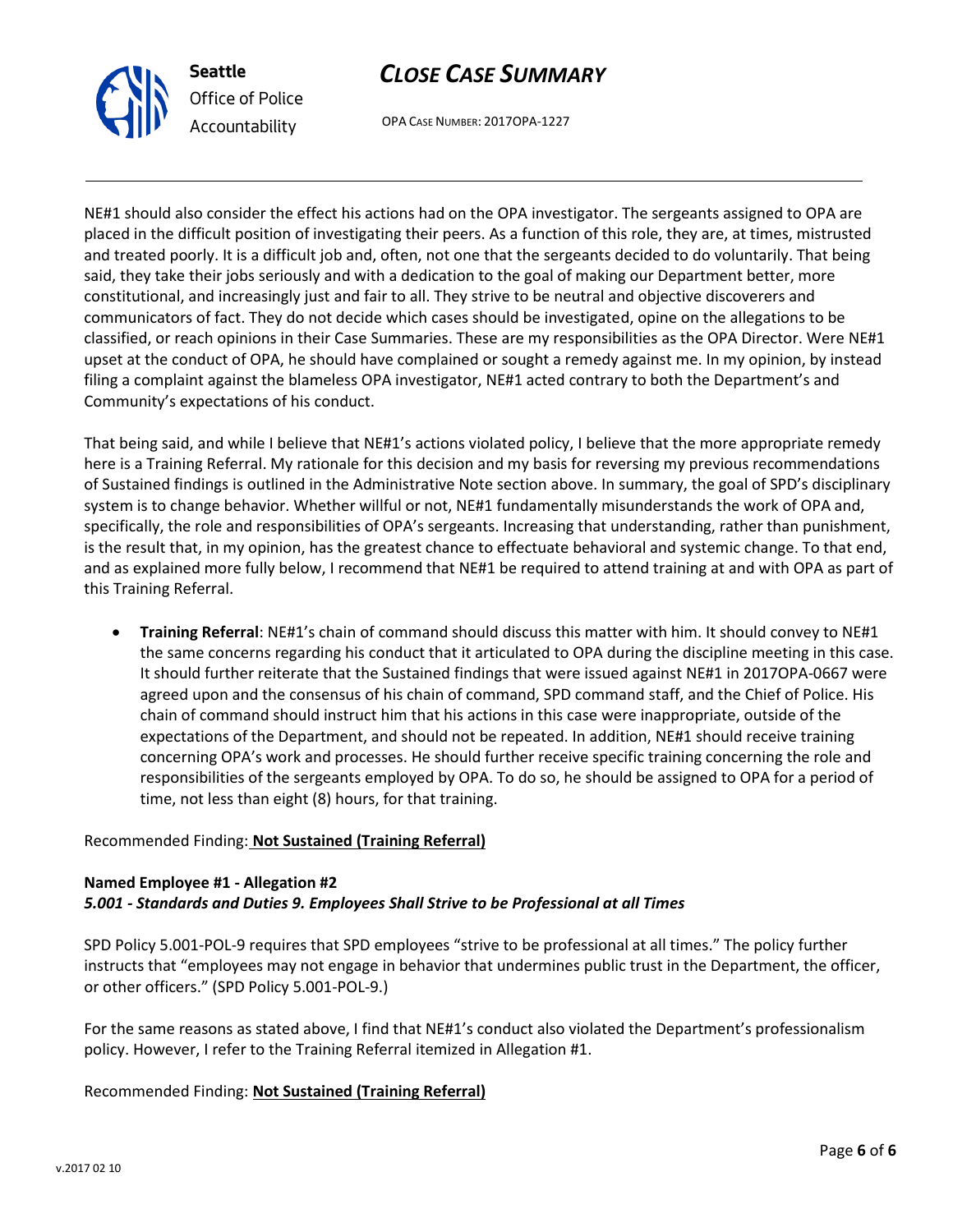NE#1 should also consider the effect his actions had on the OPA investigator. The sergeants assigned to OPA are placed in the difficult position of investigating their peers. As a function of this role, they are, at times, mistrusted and treated poorly. It is a difficult job and, often, not one that the sergeants decided to do voluntarily. That being said, they take their jobs seriously and with a dedication to the goal of making our Department better, more constitutional, and increasingly just and fair to all. They strive to be neutral and objective discoverers and communicators of fact. They do not decide which cases should be investigated, opine on the allegations to be classified, or reach opinions in their Case Summaries. These are my responsibilities as the OPA Director. Were NE#1 upset at the conduct of OPA, he should have complained or sought a remedy against me. In my opinion, by instead filing a complaint against the blameless OPA investigator, NE#1 acted contrary to both the Department's and Community's expectations of his conduct.

That being said, and while I believe that NE#1's actions violated policy, I believe that the more appropriate remedy here is a Training Referral. My rationale for this decision and my basis for reversing my previous recommendations of Sustained findings is outlined in the Administrative Note section above. In summary, the goal of SPD's disciplinary system is to change behavior. Whether willful or not, NE#1 fundamentally misunderstands the work of OPA and, specifically, the role and responsibilities of OPA's sergeants. Increasing that understanding, rather than punishment, is the result that, in my opinion, has the greatest chance to effectuate behavioral and systemic change. To that end, and as explained more fully below, I recommend that NE#1 be required to attend training at and with OPA as part of this Training Referral.

- **Training Referral**: NE#1's chain of command should discuss this matter with him. It should convey to NE#1 the same concerns regarding his conduct that it articulated to OPA during the discipline meeting in this case. It should further reiterate that the Sustained findings that were issued against NE#1 in 2017OPA-0667 were agreed upon and the consensus of his chain of command, SPD command staff, and the Chief of Police. His chain of command should instruct him that his actions in this case were inappropriate, outside of the expectations of the Department, and should not be repeated. In addition, NE#1 should receive training concerning OPA's work and processes. He should further receive specific training concerning the role and responsibilities of the sergeants employed by OPA. To do so, he should be assigned to OPA for a period of time, not less than eight (8) hours, for that training.

Recommended Finding: **Not Sustained (Training Referral)**

**Named Employee #1 - Allegation #2**
***5.001 - Standards and Duties 9. Employees Shall Strive to be Professional at all Times***

SPD Policy 5.001-POL-9 requires that SPD employees "strive to be professional at all times." The policy further instructs that "employees may not engage in behavior that undermines public trust in the Department, the officer, or other officers." (SPD Policy 5.001-POL-9.)

For the same reasons as stated above, I find that NE#1's conduct also violated the Department's professionalism policy. However, I refer to the Training Referral itemized in Allegation #1.

Recommended Finding: **Not Sustained (Training Referral)**